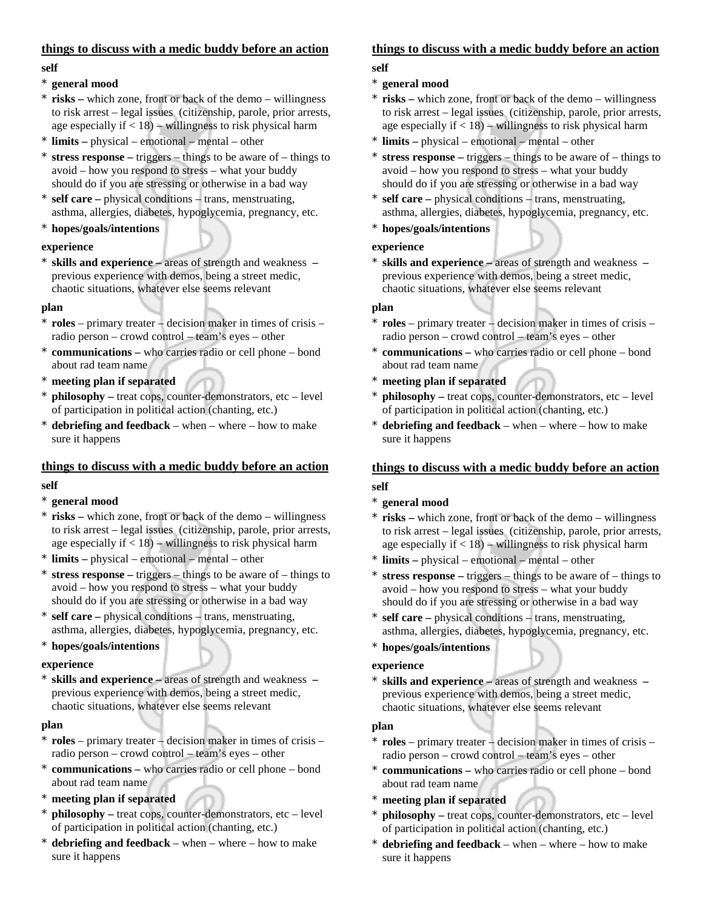## things to discuss with a medic buddy before an action

**self**

* **general mood**
* **risks –** which zone, front or back of the demo – willingness to risk arrest – legal issues (citizenship, parole, prior arrests, age especially if < 18) – willingness to risk physical harm
* **limits –** physical – emotional – mental – other
* **stress response –** triggers – things to be aware of – things to avoid – how you respond to stress – what your buddy should do if you are stressing or otherwise in a bad way
* **self care –** physical conditions – trans, menstruating, asthma, allergies, diabetes, hypoglycemia, pregnancy, etc.
* **hopes/goals/intentions**

**experience**

* **skills and experience –** areas of strength and weakness – previous experience with demos, being a street medic, chaotic situations, whatever else seems relevant

**plan**

* **roles** – primary treater – decision maker in times of crisis – radio person – crowd control – team's eyes – other
* **communications –** who carries radio or cell phone – bond about rad team name
* **meeting plan if separated**
* **philosophy –** treat cops, counter-demonstrators, etc – level of participation in political action (chanting, etc.)
* **debriefing and feedback** – when – where – how to make sure it happens

## things to discuss with a medic buddy before an action

**self**

* **general mood**
* **risks –** which zone, front or back of the demo – willingness to risk arrest – legal issues (citizenship, parole, prior arrests, age especially if < 18) – willingness to risk physical harm
* **limits –** physical – emotional – mental – other
* **stress response –** triggers – things to be aware of – things to avoid – how you respond to stress – what your buddy should do if you are stressing or otherwise in a bad way
* **self care –** physical conditions – trans, menstruating, asthma, allergies, diabetes, hypoglycemia, pregnancy, etc.
* **hopes/goals/intentions**

**experience**

* **skills and experience –** areas of strength and weakness – previous experience with demos, being a street medic, chaotic situations, whatever else seems relevant

**plan**

* **roles** – primary treater – decision maker in times of crisis – radio person – crowd control – team's eyes – other
* **communications –** who carries radio or cell phone – bond about rad team name
* **meeting plan if separated**
* **philosophy –** treat cops, counter-demonstrators, etc – level of participation in political action (chanting, etc.)
* **debriefing and feedback** – when – where – how to make sure it happens

## things to discuss with a medic buddy before an action

**self**

* **general mood**
* **risks –** which zone, front or back of the demo – willingness to risk arrest – legal issues (citizenship, parole, prior arrests, age especially if < 18) – willingness to risk physical harm
* **limits –** physical – emotional – mental – other
* **stress response –** triggers – things to be aware of – things to avoid – how you respond to stress – what your buddy should do if you are stressing or otherwise in a bad way
* **self care –** physical conditions – trans, menstruating, asthma, allergies, diabetes, hypoglycemia, pregnancy, etc.
* **hopes/goals/intentions**

**experience**

* **skills and experience –** areas of strength and weakness – previous experience with demos, being a street medic, chaotic situations, whatever else seems relevant

**plan**

* **roles** – primary treater – decision maker in times of crisis – radio person – crowd control – team's eyes – other
* **communications –** who carries radio or cell phone – bond about rad team name
* **meeting plan if separated**
* **philosophy –** treat cops, counter-demonstrators, etc – level of participation in political action (chanting, etc.)
* **debriefing and feedback** – when – where – how to make sure it happens

## things to discuss with a medic buddy before an action

**self**

* **general mood**
* **risks –** which zone, front or back of the demo – willingness to risk arrest – legal issues (citizenship, parole, prior arrests, age especially if < 18) – willingness to risk physical harm
* **limits –** physical – emotional – mental – other
* **stress response –** triggers – things to be aware of – things to avoid – how you respond to stress – what your buddy should do if you are stressing or otherwise in a bad way
* **self care –** physical conditions – trans, menstruating, asthma, allergies, diabetes, hypoglycemia, pregnancy, etc.
* **hopes/goals/intentions**

**experience**

* **skills and experience –** areas of strength and weakness – previous experience with demos, being a street medic, chaotic situations, whatever else seems relevant

**plan**

* **roles** – primary treater – decision maker in times of crisis – radio person – crowd control – team's eyes – other
* **communications –** who carries radio or cell phone – bond about rad team name
* **meeting plan if separated**
* **philosophy –** treat cops, counter-demonstrators, etc – level of participation in political action (chanting, etc.)
* **debriefing and feedback** – when – where – how to make sure it happens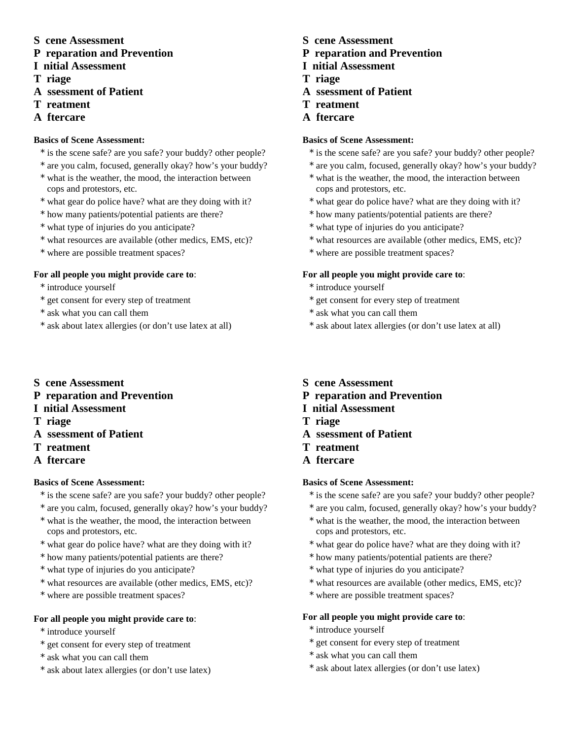**S cene Assessment**
**P reparation and Prevention**
**I nitial Assessment**
**T riage**
**A ssessment of Patient**
**T reatment**
**A ftercare**

**Basics of Scene Assessment:**

* is the scene safe? are you safe? your buddy? other people?
* are you calm, focused, generally okay? how's your buddy?
* what is the weather, the mood, the interaction between cops and protestors, etc.
* what gear do police have? what are they doing with it?
* how many patients/potential patients are there?
* what type of injuries do you anticipate?
* what resources are available (other medics, EMS, etc)?
* where are possible treatment spaces?

**For all people you might provide care to**:

* introduce yourself
* get consent for every step of treatment
* ask what you can call them
* ask about latex allergies (or don't use latex at all)

**S cene Assessment**
**P reparation and Prevention**
**I nitial Assessment**
**T riage**
**A ssessment of Patient**
**T reatment**
**A ftercare**

**Basics of Scene Assessment:**

* is the scene safe? are you safe? your buddy? other people?
* are you calm, focused, generally okay? how's your buddy?
* what is the weather, the mood, the interaction between cops and protestors, etc.
* what gear do police have? what are they doing with it?
* how many patients/potential patients are there?
* what type of injuries do you anticipate?
* what resources are available (other medics, EMS, etc)?
* where are possible treatment spaces?

**For all people you might provide care to**:

* introduce yourself
* get consent for every step of treatment
* ask what you can call them
* ask about latex allergies (or don't use latex at all)

**S cene Assessment**
**P reparation and Prevention**
**I nitial Assessment**
**T riage**
**A ssessment of Patient**
**T reatment**
**A ftercare**

**Basics of Scene Assessment:**

* is the scene safe? are you safe? your buddy? other people?
* are you calm, focused, generally okay? how's your buddy?
* what is the weather, the mood, the interaction between cops and protestors, etc.
* what gear do police have? what are they doing with it?
* how many patients/potential patients are there?
* what type of injuries do you anticipate?
* what resources are available (other medics, EMS, etc)?
* where are possible treatment spaces?

**For all people you might provide care to**:

* introduce yourself
* get consent for every step of treatment
* ask what you can call them
* ask about latex allergies (or don't use latex)

**S cene Assessment**
**P reparation and Prevention**
**I nitial Assessment**
**T riage**
**A ssessment of Patient**
**T reatment**
**A ftercare**

**Basics of Scene Assessment:**

* is the scene safe? are you safe? your buddy? other people?
* are you calm, focused, generally okay? how's your buddy?
* what is the weather, the mood, the interaction between cops and protestors, etc.
* what gear do police have? what are they doing with it?
* how many patients/potential patients are there?
* what type of injuries do you anticipate?
* what resources are available (other medics, EMS, etc)?
* where are possible treatment spaces?

**For all people you might provide care to**:

* introduce yourself
* get consent for every step of treatment
* ask what you can call them
* ask about latex allergies (or don't use latex)